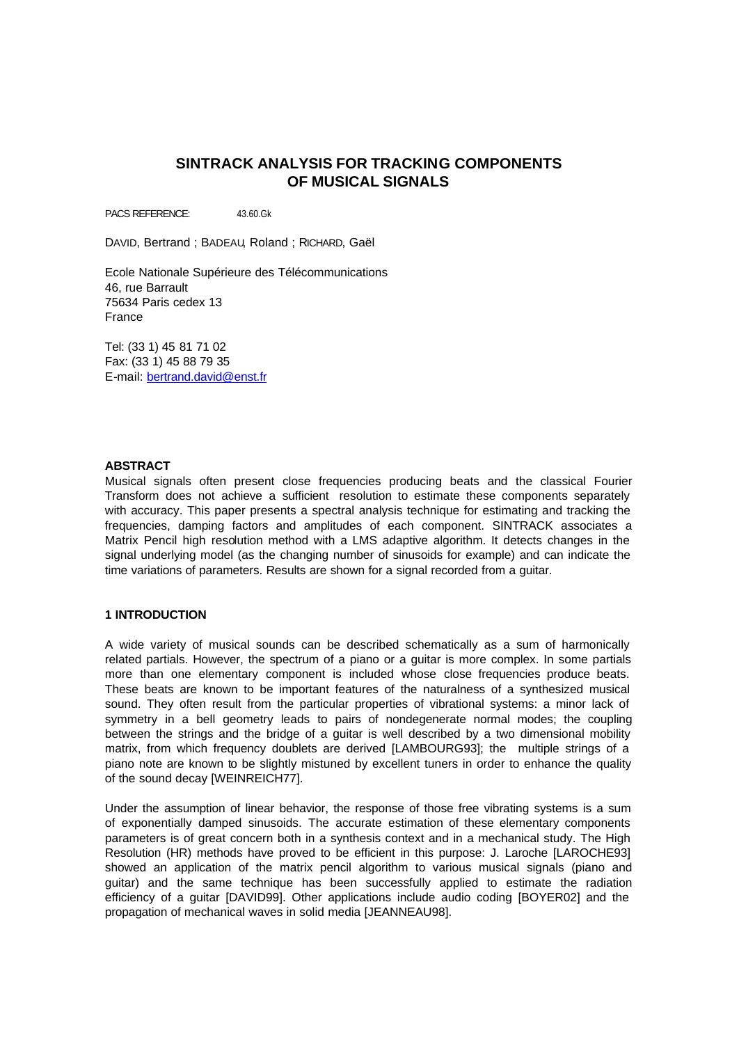# SINTRACK ANALYSIS FOR TRACKING COMPONENTS OF MUSICAL SIGNALS

PACS REFERENCE: 43.60.Gk

DAVID, Bertrand ; BADEAU, Roland ; RICHARD, Gaël

Ecole Nationale Supérieure des Télécommunications
46, rue Barrault
75634 Paris cedex 13
France

Tel: (33 1) 45 81 71 02
Fax: (33 1) 45 88 79 35
E-mail: bertrand.david@enst.fr

## ABSTRACT

Musical signals often present close frequencies producing beats and the classical Fourier Transform does not achieve a sufficient resolution to estimate these components separately with accuracy. This paper presents a spectral analysis technique for estimating and tracking the frequencies, damping factors and amplitudes of each component. SINTRACK associates a Matrix Pencil high resolution method with a LMS adaptive algorithm. It detects changes in the signal underlying model (as the changing number of sinusoids for example) and can indicate the time variations of parameters. Results are shown for a signal recorded from a guitar.

## 1 INTRODUCTION

A wide variety of musical sounds can be described schematically as a sum of harmonically related partials. However, the spectrum of a piano or a guitar is more complex. In some partials more than one elementary component is included whose close frequencies produce beats. These beats are known to be important features of the naturalness of a synthesized musical sound. They often result from the particular properties of vibrational systems: a minor lack of symmetry in a bell geometry leads to pairs of nondegenerate normal modes; the coupling between the strings and the bridge of a guitar is well described by a two dimensional mobility matrix, from which frequency doublets are derived [LAMBOURG93]; the multiple strings of a piano note are known to be slightly mistuned by excellent tuners in order to enhance the quality of the sound decay [WEINREICH77].

Under the assumption of linear behavior, the response of those free vibrating systems is a sum of exponentially damped sinusoids. The accurate estimation of these elementary components parameters is of great concern both in a synthesis context and in a mechanical study. The High Resolution (HR) methods have proved to be efficient in this purpose: J. Laroche [LAROCHE93] showed an application of the matrix pencil algorithm to various musical signals (piano and guitar) and the same technique has been successfully applied to estimate the radiation efficiency of a guitar [DAVID99]. Other applications include audio coding [BOYER02] and the propagation of mechanical waves in solid media [JEANNEAU98].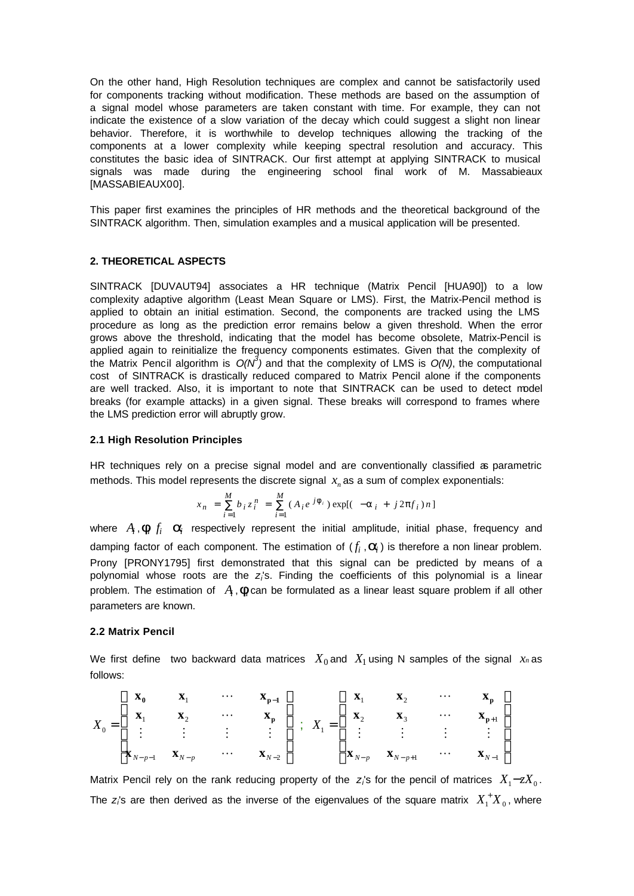On the other hand, High Resolution techniques are complex and cannot be satisfactorily used for components tracking without modification. These methods are based on the assumption of a signal model whose parameters are taken constant with time. For example, they can not indicate the existence of a slow variation of the decay which could suggest a slight non linear behavior. Therefore, it is worthwhile to develop techniques allowing the tracking of the components at a lower complexity while keeping spectral resolution and accuracy. This constitutes the basic idea of SINTRACK. Our first attempt at applying SINTRACK to musical signals was made during the engineering school final work of M. Massabieaux [MASSABIEAUX00].

This paper first examines the principles of HR methods and the theoretical background of the SINTRACK algorithm. Then, simulation examples and a musical application will be presented.

## 2. THEORETICAL ASPECTS

SINTRACK [DUVAUT94] associates a HR technique (Matrix Pencil [HUA90]) to a low complexity adaptive algorithm (Least Mean Square or LMS). First, the Matrix-Pencil method is applied to obtain an initial estimation. Second, the components are tracked using the LMS procedure as long as the prediction error remains below a given threshold. When the error grows above the threshold, indicating that the model has become obsolete, Matrix-Pencil is applied again to reinitialize the frequency components estimates. Given that the complexity of the Matrix Pencil algorithm is $O(N^3)$ and that the complexity of LMS is $O(N)$, the computational cost of SINTRACK is drastically reduced compared to Matrix Pencil alone if the components are well tracked. Also, it is important to note that SINTRACK can be used to detect model breaks (for example attacks) in a given signal. These breaks will correspond to frames where the LMS prediction error will abruptly grow.

### 2.1 High Resolution Principles

HR techniques rely on a precise signal model and are conventionally classified as parametric methods. This model represents the discrete signal $x_n$ as a sum of complex exponentials:

$$x_n = \sum_{i=1}^{M} b_i z_i^n = \sum_{i=1}^{M} (A_i e^{j\phi_i}) \exp[(-\alpha_i + j2\pi f_i)n]$$

where $A_i, \phi_i, f_i, \alpha_i$ respectively represent the initial amplitude, initial phase, frequency and damping factor of each component. The estimation of $(f_i, \alpha_i)$ is therefore a non linear problem. Prony [PRONY1795] first demonstrated that this signal can be predicted by means of a polynomial whose roots are the $z_i$'s. Finding the coefficients of this polynomial is a linear problem. The estimation of $A_i, \phi_i$ can be formulated as a linear least square problem if all other parameters are known.

### 2.2 Matrix Pencil

We first define two backward data matrices $X_0$ and $X_1$ using N samples of the signal $x_n$ as follows:

$$X_0 = \begin{bmatrix} \mathbf{x_0} & \mathbf{x}_1 & \cdots & \mathbf{x_{p-1}} \\ \mathbf{x}_1 & \mathbf{x}_2 & \cdots & \mathbf{x_p} \\ \vdots & \vdots & \vdots & \vdots \\ \mathbf{x}_{N-p-1} & \mathbf{x}_{N-p} & \cdots & \mathbf{x}_{N-2} \end{bmatrix} ; \quad X_1 = \begin{bmatrix} \mathbf{x}_1 & \mathbf{x}_2 & \cdots & \mathbf{x_p} \\ \mathbf{x}_2 & \mathbf{x}_3 & \cdots & \mathbf{x_{p+1}} \\ \vdots & \vdots & \vdots & \vdots \\ \mathbf{x}_{N-p} & \mathbf{x}_{N-p+1} & \cdots & \mathbf{x}_{N-1} \end{bmatrix}$$

Matrix Pencil rely on the rank reducing property of the $z_i$'s for the pencil of matrices $X_1 - zX_0$. The $z_i$'s are then derived as the inverse of the eigenvalues of the square matrix $X_1^+ X_0$, where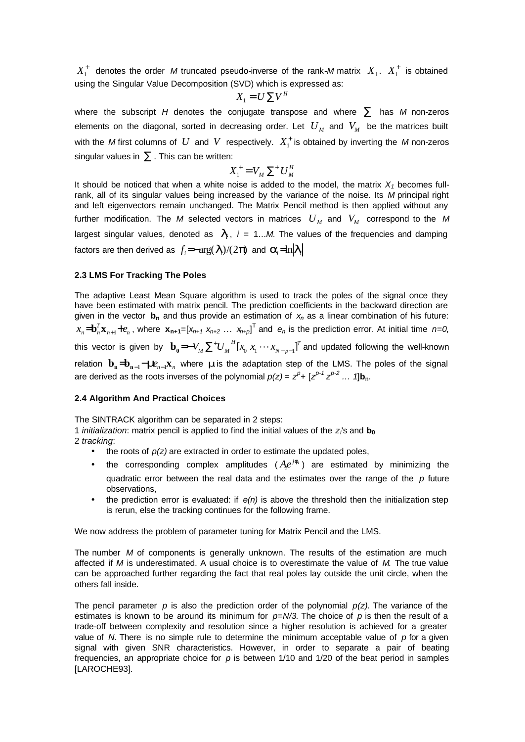$X_1^+$ denotes the order *M* truncated pseudo-inverse of the rank-*M* matrix $X_1$. $X_1^+$ is obtained using the Singular Value Decomposition (SVD) which is expressed as:

$$X_1 = U \sum V^H$$

where the subscript *H* denotes the conjugate transpose and where $\sum$ has *M* non-zeros elements on the diagonal, sorted in decreasing order. Let $U_M$ and $V_M$ be the matrices built with the *M* first columns of $U$ and $V$ respectively. $X_1^+$ is obtained by inverting the *M* non-zeros singular values in $\sum$. This can be written:

$$X_1^+ = V_M \sum{}^+ U_M^H$$

It should be noticed that when a white noise is added to the model, the matrix $X_1$ becomes full-rank, all of its singular values being increased by the variance of the noise. Its *M* principal right and left eigenvectors remain unchanged. The Matrix Pencil method is then applied without any further modification. The *M* selected vectors in matrices $U_M$ and $V_M$ correspond to the *M* largest singular values, denoted as $\lambda_i$, $i$ = 1...*M*. The values of the frequencies and damping factors are then derived as $f_i = -\arg(\lambda_i)/(2\pi)$ and $\alpha_i = \ln|\lambda_i|$

### 2.3 LMS For Tracking The Poles

The adaptive Least Mean Square algorithm is used to track the poles of the signal once they have been estimated with matrix pencil. The prediction coefficients in the backward direction are given in the vector $\mathbf{b_n}$ and thus provide an estimation of $x_n$ as a linear combination of his future: $x_n = \mathbf{b}_n^T \mathbf{x}_{n+1} + e_n$, where $\mathbf{x_{n+1}} = [x_{n+1}\ x_{n+2}\ \dots\ x_{n+p}]^T$ and $e_n$ is the prediction error. At initial time $n=0$, this vector is given by $\mathbf{b_0} = -V_M \sum{}^+ U_M{}^H [x_0\ x_1 \cdots x_{N-p-1}]^T$ and updated following the well-known relation $\mathbf{b_n} = \mathbf{b_{n-1}} - \mu e_{n-1} \mathbf{x}_n$ where $\mu$ is the adaptation step of the LMS. The poles of the signal are derived as the roots inverses of the polynomial $p(z) = z^p + [z^{p-1}\ z^{p-2}\ \dots\ 1]\mathbf{b}_n$.

### 2.4 Algorithm And Practical Choices

The SINTRACK algorithm can be separated in 2 steps:

1 *initialization*: matrix pencil is applied to find the initial values of the $z_i$'s and $\mathbf{b_0}$

2 *tracking*:

- the roots of $p(z)$ are extracted in order to estimate the updated poles,
- the corresponding complex amplitudes ($A_i e^{j\phi_i}$) are estimated by minimizing the quadratic error between the real data and the estimates over the range of the *p* future observations,
- the prediction error is evaluated: if $e(n)$ is above the threshold then the initialization step is rerun, else the tracking continues for the following frame.

We now address the problem of parameter tuning for Matrix Pencil and the LMS.

The number *M* of components is generally unknown. The results of the estimation are much affected if *M* is underestimated. A usual choice is to overestimate the value of *M*. The true value can be approached further regarding the fact that real poles lay outside the unit circle, when the others fall inside.

The pencil parameter *p* is also the prediction order of the polynomial $p(z)$. The variance of the estimates is known to be around its minimum for $p=N/3$. The choice of *p* is then the result of a trade-off between complexity and resolution since a higher resolution is achieved for a greater value of *N*. There is no simple rule to determine the minimum acceptable value of *p* for a given signal with given SNR characteristics. However, in order to separate a pair of beating frequencies, an appropriate choice for *p* is between 1/10 and 1/20 of the beat period in samples [LAROCHE93].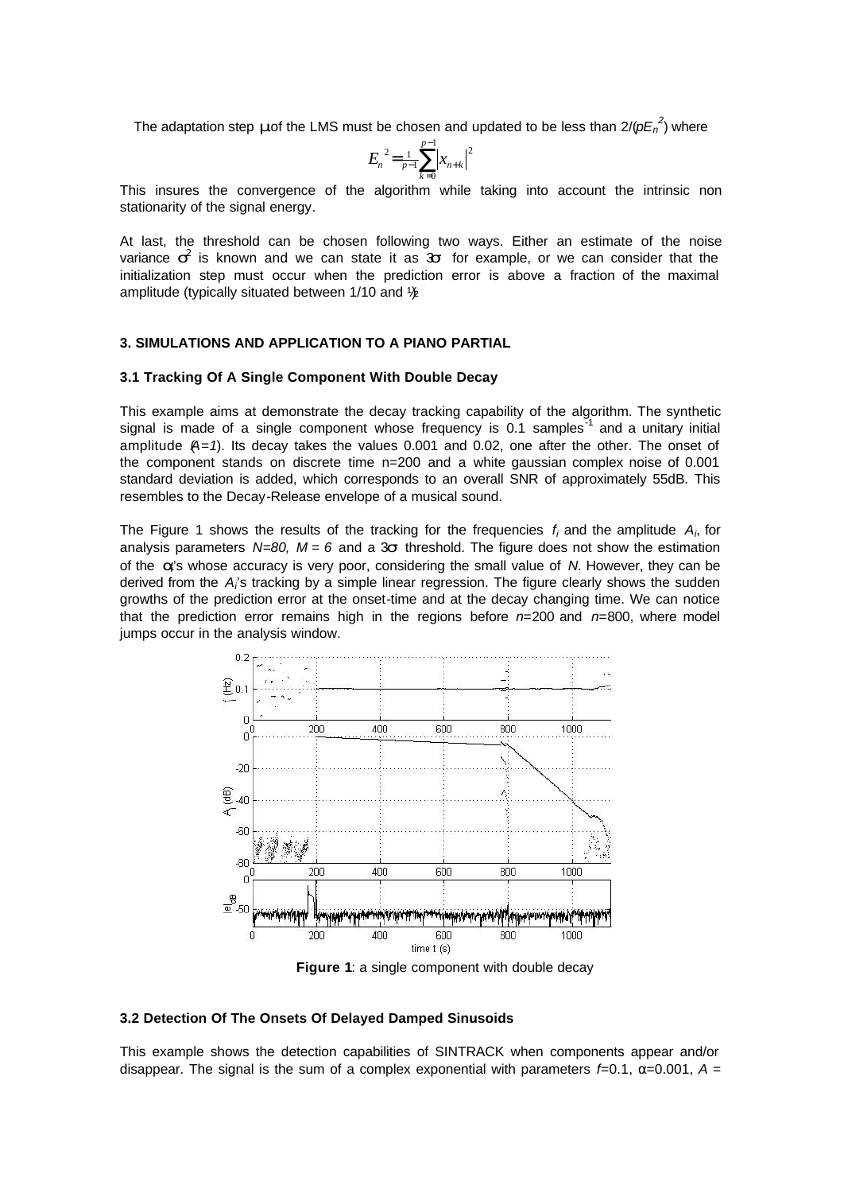The adaptation step $\mu$ of the LMS must be chosen and updated to be less than $2/(pE_n^{\,2})$ where

$$E_n^{\,2} = \frac{1}{p-1}\sum_{k=0}^{p-1} \left| x_{n+k} \right|^2$$

This insures the convergence of the algorithm while taking into account the intrinsic non stationarity of the signal energy.

At last, the threshold can be chosen following two ways. Either an estimate of the noise variance $\sigma^2$ is known and we can state it as $3\sigma$ for example, or we can consider that the initialization step must occur when the prediction error is above a fraction of the maximal amplitude (typically situated between 1/10 and ½).

### 3. SIMULATIONS AND APPLICATION TO A PIANO PARTIAL

#### 3.1 Tracking Of A Single Component With Double Decay

This example aims at demonstrate the decay tracking capability of the algorithm. The synthetic signal is made of a single component whose frequency is 0.1 samples$^{-1}$ and a unitary initial amplitude ($A=1$). Its decay takes the values 0.001 and 0.02, one after the other. The onset of the component stands on discrete time n=200 and a white gaussian complex noise of 0.001 standard deviation is added, which corresponds to an overall SNR of approximately 55dB. This resembles to the Decay-Release envelope of a musical sound.

The Figure 1 shows the results of the tracking for the frequencies $f_i$ and the amplitude $A_i$, for analysis parameters $N=80$, $M = 6$ and a $3\sigma$ threshold. The figure does not show the estimation of the $\alpha_i$'s whose accuracy is very poor, considering the small value of $N$. However, they can be derived from the $A_i$'s tracking by a simple linear regression. The figure clearly shows the sudden growths of the prediction error at the onset-time and at the decay changing time. We can notice that the prediction error remains high in the regions before $n$=200 and $n$=800, where model jumps occur in the analysis window.

**Figure 1**: a single component with double decay

#### 3.2 Detection Of The Onsets Of Delayed Damped Sinusoids

This example shows the detection capabilities of SINTRACK when components appear and/or disappear. The signal is the sum of a complex exponential with parameters $f$=0.1, $\alpha$=0.001, $A$ =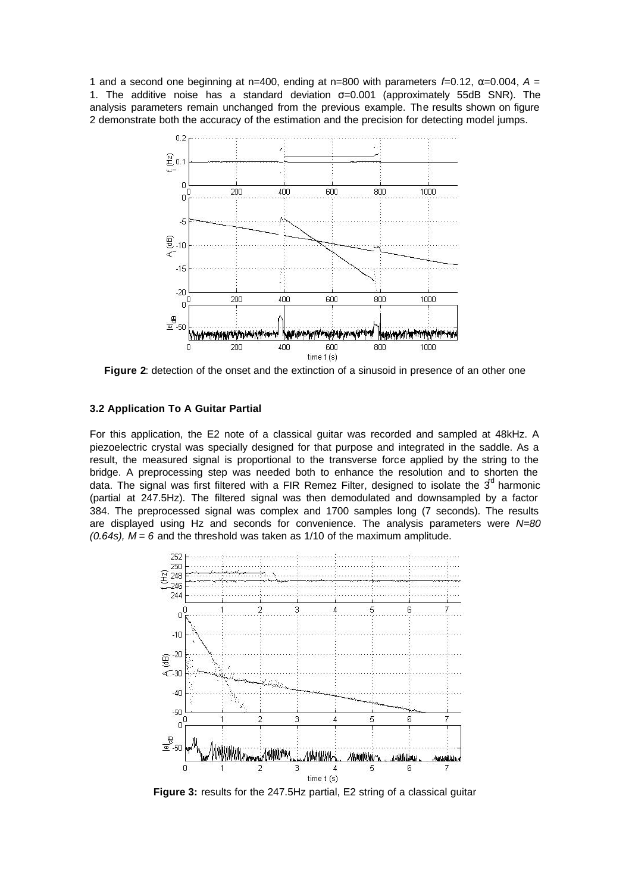1 and a second one beginning at n=400, ending at n=800 with parameters $f$=0.12, $\alpha$=0.004, $A$ = 1. The additive noise has a standard deviation $\sigma$=0.001 (approximately 55dB SNR). The analysis parameters remain unchanged from the previous example. The results shown on figure 2 demonstrate both the accuracy of the estimation and the precision for detecting model jumps.

**Figure 2**: detection of the onset and the extinction of a sinusoid in presence of an other one

### 3.2 Application To A Guitar Partial

For this application, the E2 note of a classical guitar was recorded and sampled at 48kHz. A piezoelectric crystal was specially designed for that purpose and integrated in the saddle. As a result, the measured signal is proportional to the transverse force applied by the string to the bridge. A preprocessing step was needed both to enhance the resolution and to shorten the data. The signal was first filtered with a FIR Remez Filter, designed to isolate the 3$^{rd}$ harmonic (partial at 247.5Hz). The filtered signal was then demodulated and downsampled by a factor 384. The preprocessed signal was complex and 1700 samples long (7 seconds). The results are displayed using Hz and seconds for convenience. The analysis parameters were *N=80 (0.64s), M = 6* and the threshold was taken as 1/10 of the maximum amplitude.

**Figure 3:** results for the 247.5Hz partial, E2 string of a classical guitar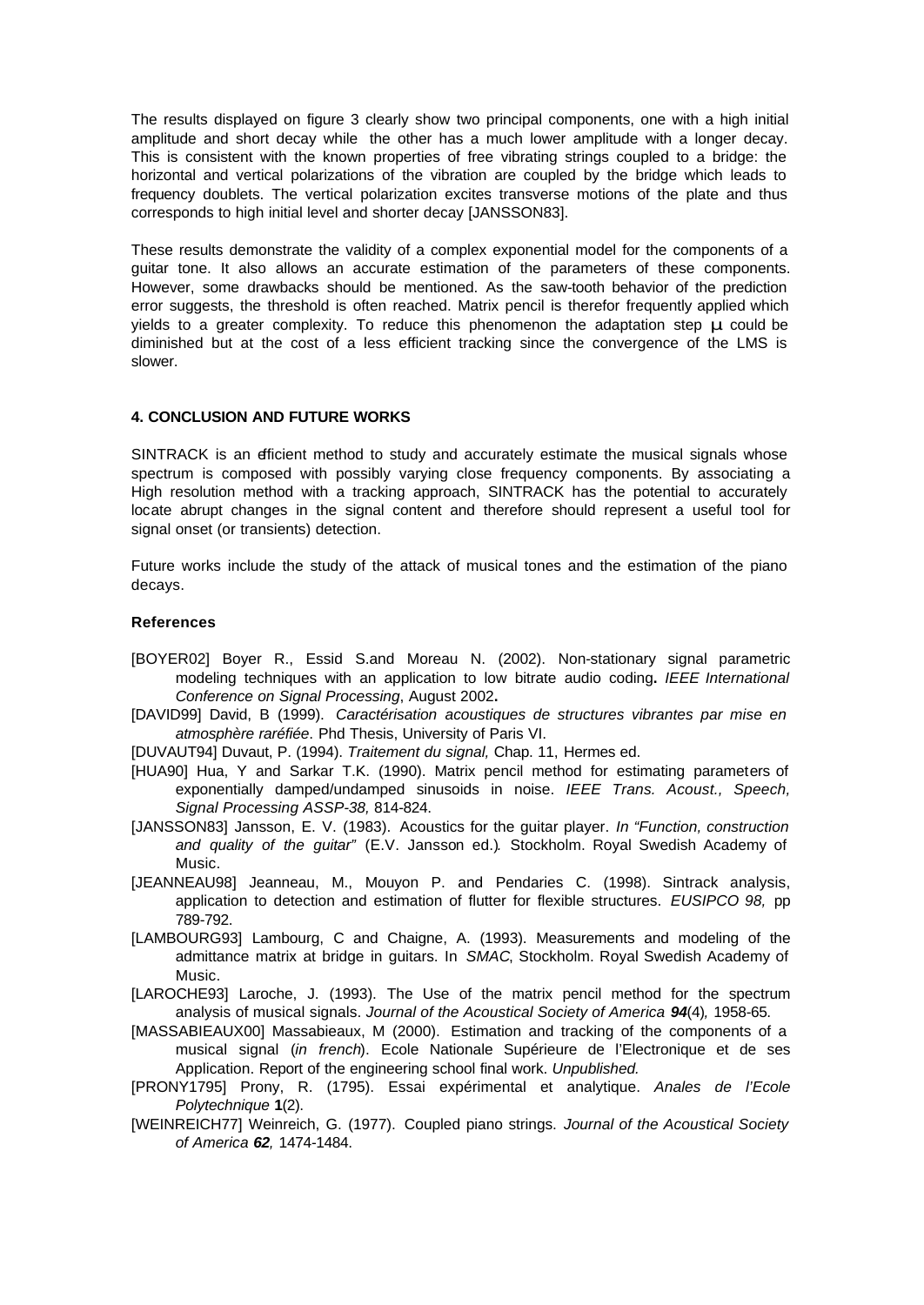The results displayed on figure 3 clearly show two principal components, one with a high initial amplitude and short decay while the other has a much lower amplitude with a longer decay. This is consistent with the known properties of free vibrating strings coupled to a bridge: the horizontal and vertical polarizations of the vibration are coupled by the bridge which leads to frequency doublets. The vertical polarization excites transverse motions of the plate and thus corresponds to high initial level and shorter decay [JANSSON83].

These results demonstrate the validity of a complex exponential model for the components of a guitar tone. It also allows an accurate estimation of the parameters of these components. However, some drawbacks should be mentioned. As the saw-tooth behavior of the prediction error suggests, the threshold is often reached. Matrix pencil is therefor frequently applied which yields to a greater complexity. To reduce this phenomenon the adaptation step $\mu$ could be diminished but at the cost of a less efficient tracking since the convergence of the LMS is slower.

### 4. CONCLUSION AND FUTURE WORKS

SINTRACK is an efficient method to study and accurately estimate the musical signals whose spectrum is composed with possibly varying close frequency components. By associating a High resolution method with a tracking approach, SINTRACK has the potential to accurately locate abrupt changes in the signal content and therefore should represent a useful tool for signal onset (or transients) detection.

Future works include the study of the attack of musical tones and the estimation of the piano decays.

### References

[BOYER02] Boyer R., Essid S.and Moreau N. (2002). Non-stationary signal parametric modeling techniques with an application to low bitrate audio coding**.** *IEEE International Conference on Signal Processing*, August 2002**.**

[DAVID99] David, B (1999). *Caractérisation acoustiques de structures vibrantes par mise en atmosphère raréfiée*. Phd Thesis, University of Paris VI.

[DUVAUT94] Duvaut, P. (1994). *Traitement du signal,* Chap. 11, Hermes ed.

[HUA90] Hua, Y and Sarkar T.K. (1990). Matrix pencil method for estimating parameters of exponentially damped/undamped sinusoids in noise. *IEEE Trans. Acoust., Speech, Signal Processing ASSP-38,* 814-824.

[JANSSON83] Jansson, E. V. (1983). Acoustics for the guitar player. *In "Function, construction and quality of the guitar"* (E.V. Jansson ed.)*.* Stockholm. Royal Swedish Academy of Music.

[JEANNEAU98] Jeanneau, M., Mouyon P. and Pendaries C. (1998). Sintrack analysis, application to detection and estimation of flutter for flexible structures. *EUSIPCO 98,* pp 789-792.

[LAMBOURG93] Lambourg, C and Chaigne, A. (1993). Measurements and modeling of the admittance matrix at bridge in guitars. In *SMAC*, Stockholm. Royal Swedish Academy of Music.

[LAROCHE93] Laroche, J. (1993). The Use of the matrix pencil method for the spectrum analysis of musical signals. *Journal of the Acoustical Society of America* ***94***(4)*,* 1958-65.

[MASSABIEAUX00] Massabieaux, M (2000). Estimation and tracking of the components of a musical signal (*in french*). Ecole Nationale Supérieure de l'Electronique et de ses Application. Report of the engineering school final work. *Unpublished.*

[PRONY1795] Prony, R. (1795). Essai expérimental et analytique. *Anales de l'Ecole Polytechnique* **1**(2).

[WEINREICH77] Weinreich, G. (1977). Coupled piano strings. *Journal of the Acoustical Society of America* ***62****,* 1474-1484.